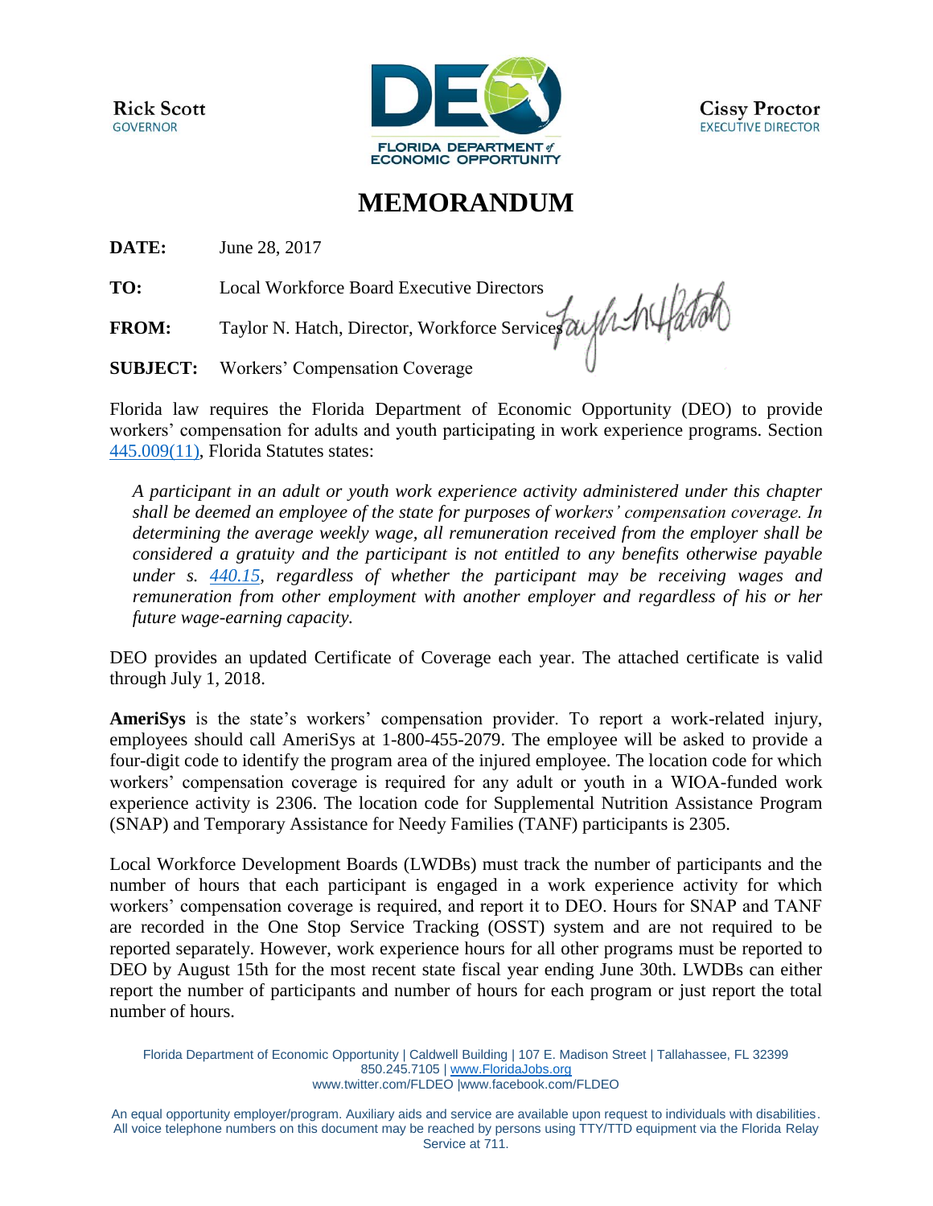Rick Scott
GOVERNOR

FLORIDA DEPARTMENT of ECONOMIC OPPORTUNITY

Cissy Proctor
EXECUTIVE DIRECTOR

# MEMORANDUM

**DATE:** June 28, 2017

**TO:** Local Workforce Board Executive Directors

**FROM:** Taylor N. Hatch, Director, Workforce Services

**SUBJECT:** Workers' Compensation Coverage

Florida law requires the Florida Department of Economic Opportunity (DEO) to provide workers' compensation for adults and youth participating in work experience programs. Section [445.009(11)](), Florida Statutes states:

> *A participant in an adult or youth work experience activity administered under this chapter shall be deemed an employee of the state for purposes of workers' compensation coverage. In determining the average weekly wage, all remuneration received from the employer shall be considered a gratuity and the participant is not entitled to any benefits otherwise payable under s. [440.15](), regardless of whether the participant may be receiving wages and remuneration from other employment with another employer and regardless of his or her future wage-earning capacity.*

DEO provides an updated Certificate of Coverage each year. The attached certificate is valid through July 1, 2018.

**AmeriSys** is the state's workers' compensation provider. To report a work-related injury, employees should call AmeriSys at 1-800-455-2079. The employee will be asked to provide a four-digit code to identify the program area of the injured employee. The location code for which workers' compensation coverage is required for any adult or youth in a WIOA-funded work experience activity is 2306. The location code for Supplemental Nutrition Assistance Program (SNAP) and Temporary Assistance for Needy Families (TANF) participants is 2305.

Local Workforce Development Boards (LWDBs) must track the number of participants and the number of hours that each participant is engaged in a work experience activity for which workers' compensation coverage is required, and report it to DEO. Hours for SNAP and TANF are recorded in the One Stop Service Tracking (OSST) system and are not required to be reported separately. However, work experience hours for all other programs must be reported to DEO by August 15th for the most recent state fiscal year ending June 30th. LWDBs can either report the number of participants and number of hours for each program or just report the total number of hours.

Florida Department of Economic Opportunity | Caldwell Building | 107 E. Madison Street | Tallahassee, FL 32399
850.245.7105 | www.FloridaJobs.org
www.twitter.com/FLDEO |www.facebook.com/FLDEO

An equal opportunity employer/program. Auxiliary aids and service are available upon request to individuals with disabilities. All voice telephone numbers on this document may be reached by persons using TTY/TTD equipment via the Florida Relay Service at 711.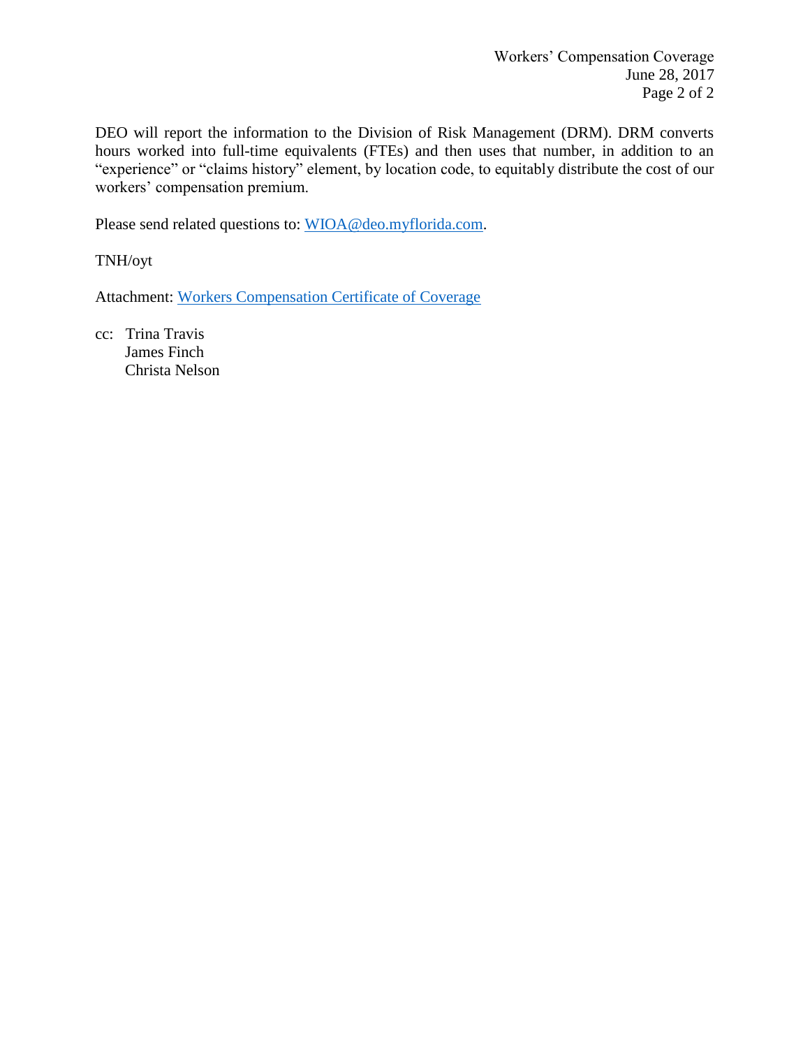DEO will report the information to the Division of Risk Management (DRM). DRM converts hours worked into full-time equivalents (FTEs) and then uses that number, in addition to an "experience" or "claims history" element, by location code, to equitably distribute the cost of our workers' compensation premium.

Please send related questions to: WIOA@deo.myflorida.com.

TNH/oyt

Attachment: Workers Compensation Certificate of Coverage

cc: Trina Travis
James Finch
Christa Nelson